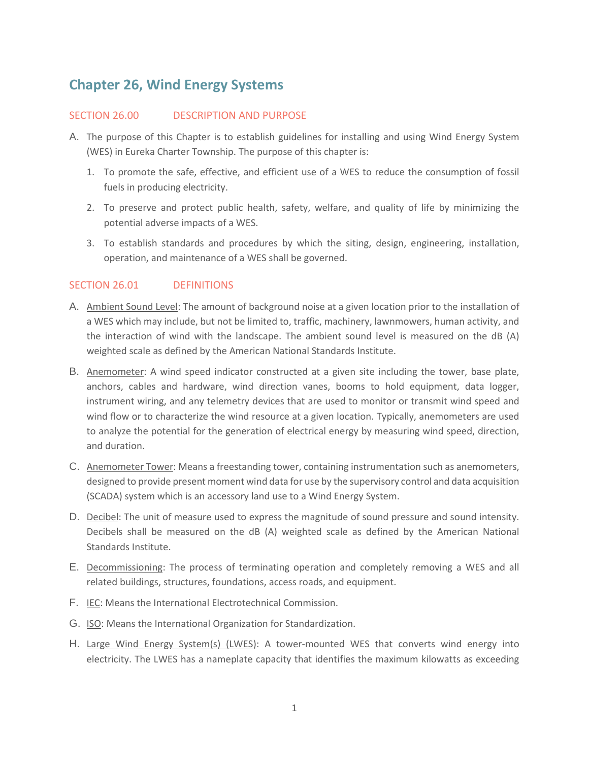# Chapter 26, Wind Energy Systems

## SECTION 26.00 DESCRIPTION AND PURPOSE

A. The purpose of this Chapter is to establish guidelines for installing and using Wind Energy System (WES) in Eureka Charter Township. The purpose of this chapter is:

1. To promote the safe, effective, and efficient use of a WES to reduce the consumption of fossil fuels in producing electricity.
2. To preserve and protect public health, safety, welfare, and quality of life by minimizing the potential adverse impacts of a WES.
3. To establish standards and procedures by which the siting, design, engineering, installation, operation, and maintenance of a WES shall be governed.

## SECTION 26.01 DEFINITIONS

A. Ambient Sound Level: The amount of background noise at a given location prior to the installation of a WES which may include, but not be limited to, traffic, machinery, lawnmowers, human activity, and the interaction of wind with the landscape. The ambient sound level is measured on the dB (A) weighted scale as defined by the American National Standards Institute.

B. Anemometer: A wind speed indicator constructed at a given site including the tower, base plate, anchors, cables and hardware, wind direction vanes, booms to hold equipment, data logger, instrument wiring, and any telemetry devices that are used to monitor or transmit wind speed and wind flow or to characterize the wind resource at a given location. Typically, anemometers are used to analyze the potential for the generation of electrical energy by measuring wind speed, direction, and duration.

C. Anemometer Tower: Means a freestanding tower, containing instrumentation such as anemometers, designed to provide present moment wind data for use by the supervisory control and data acquisition (SCADA) system which is an accessory land use to a Wind Energy System.

D. Decibel: The unit of measure used to express the magnitude of sound pressure and sound intensity. Decibels shall be measured on the dB (A) weighted scale as defined by the American National Standards Institute.

E. Decommissioning: The process of terminating operation and completely removing a WES and all related buildings, structures, foundations, access roads, and equipment.

F. IEC: Means the International Electrotechnical Commission.

G. ISO: Means the International Organization for Standardization.

H. Large Wind Energy System(s) (LWES): A tower-mounted WES that converts wind energy into electricity. The LWES has a nameplate capacity that identifies the maximum kilowatts as exceeding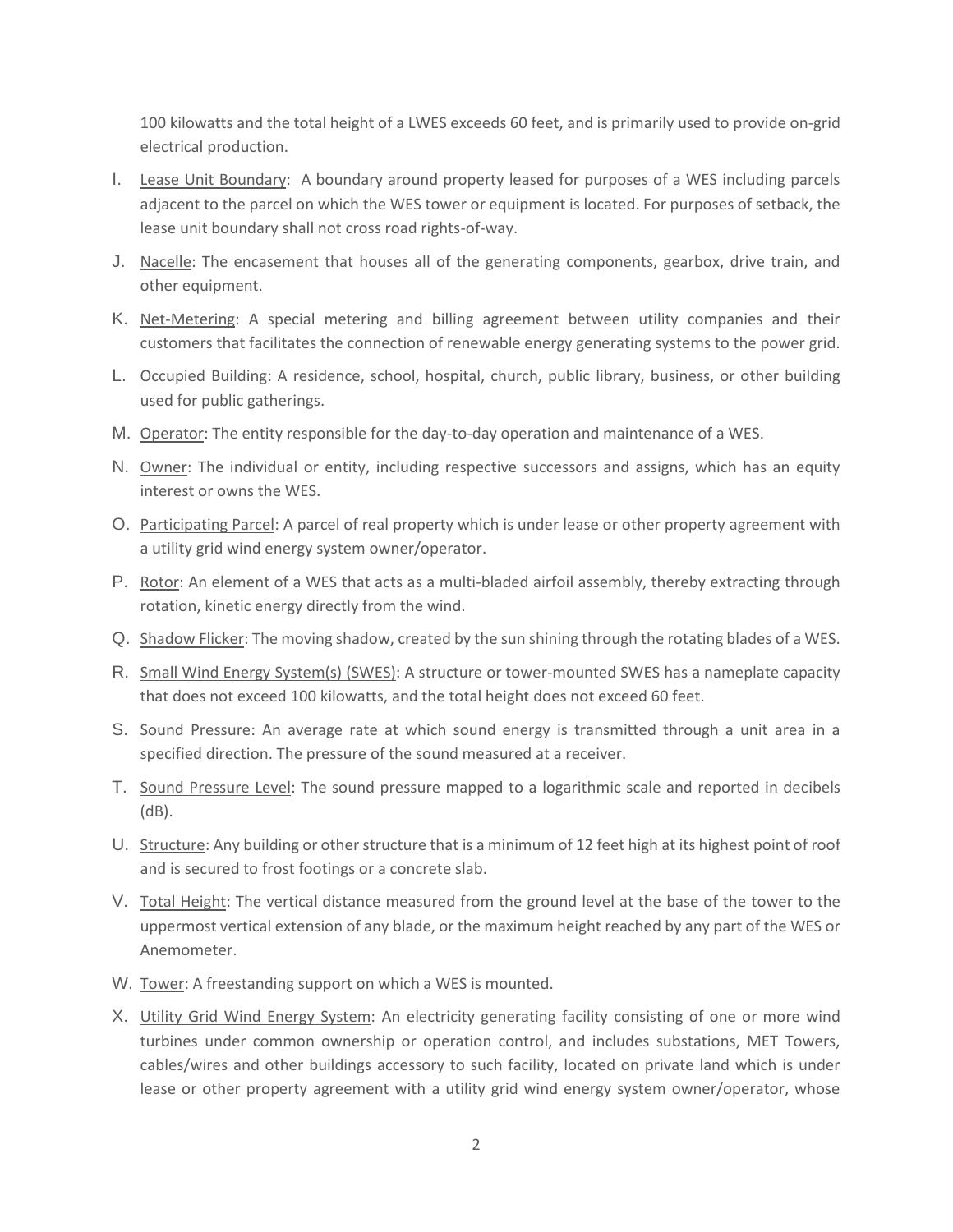100 kilowatts and the total height of a LWES exceeds 60 feet, and is primarily used to provide on-grid electrical production.

I. <u>Lease Unit Boundary</u>: A boundary around property leased for purposes of a WES including parcels adjacent to the parcel on which the WES tower or equipment is located. For purposes of setback, the lease unit boundary shall not cross road rights-of-way.

J. <u>Nacelle</u>: The encasement that houses all of the generating components, gearbox, drive train, and other equipment.

K. <u>Net-Metering</u>: A special metering and billing agreement between utility companies and their customers that facilitates the connection of renewable energy generating systems to the power grid.

L. <u>Occupied Building</u>: A residence, school, hospital, church, public library, business, or other building used for public gatherings.

M. <u>Operator</u>: The entity responsible for the day-to-day operation and maintenance of a WES.

N. <u>Owner</u>: The individual or entity, including respective successors and assigns, which has an equity interest or owns the WES.

O. <u>Participating Parcel</u>: A parcel of real property which is under lease or other property agreement with a utility grid wind energy system owner/operator.

P. <u>Rotor</u>: An element of a WES that acts as a multi-bladed airfoil assembly, thereby extracting through rotation, kinetic energy directly from the wind.

Q. <u>Shadow Flicker</u>: The moving shadow, created by the sun shining through the rotating blades of a WES.

R. <u>Small Wind Energy System(s) (SWES)</u>: A structure or tower-mounted SWES has a nameplate capacity that does not exceed 100 kilowatts, and the total height does not exceed 60 feet.

S. <u>Sound Pressure</u>: An average rate at which sound energy is transmitted through a unit area in a specified direction. The pressure of the sound measured at a receiver.

T. <u>Sound Pressure Level</u>: The sound pressure mapped to a logarithmic scale and reported in decibels (dB).

U. <u>Structure</u>: Any building or other structure that is a minimum of 12 feet high at its highest point of roof and is secured to frost footings or a concrete slab.

V. <u>Total Height</u>: The vertical distance measured from the ground level at the base of the tower to the uppermost vertical extension of any blade, or the maximum height reached by any part of the WES or Anemometer.

W. <u>Tower</u>: A freestanding support on which a WES is mounted.

X. <u>Utility Grid Wind Energy System</u>: An electricity generating facility consisting of one or more wind turbines under common ownership or operation control, and includes substations, MET Towers, cables/wires and other buildings accessory to such facility, located on private land which is under lease or other property agreement with a utility grid wind energy system owner/operator, whose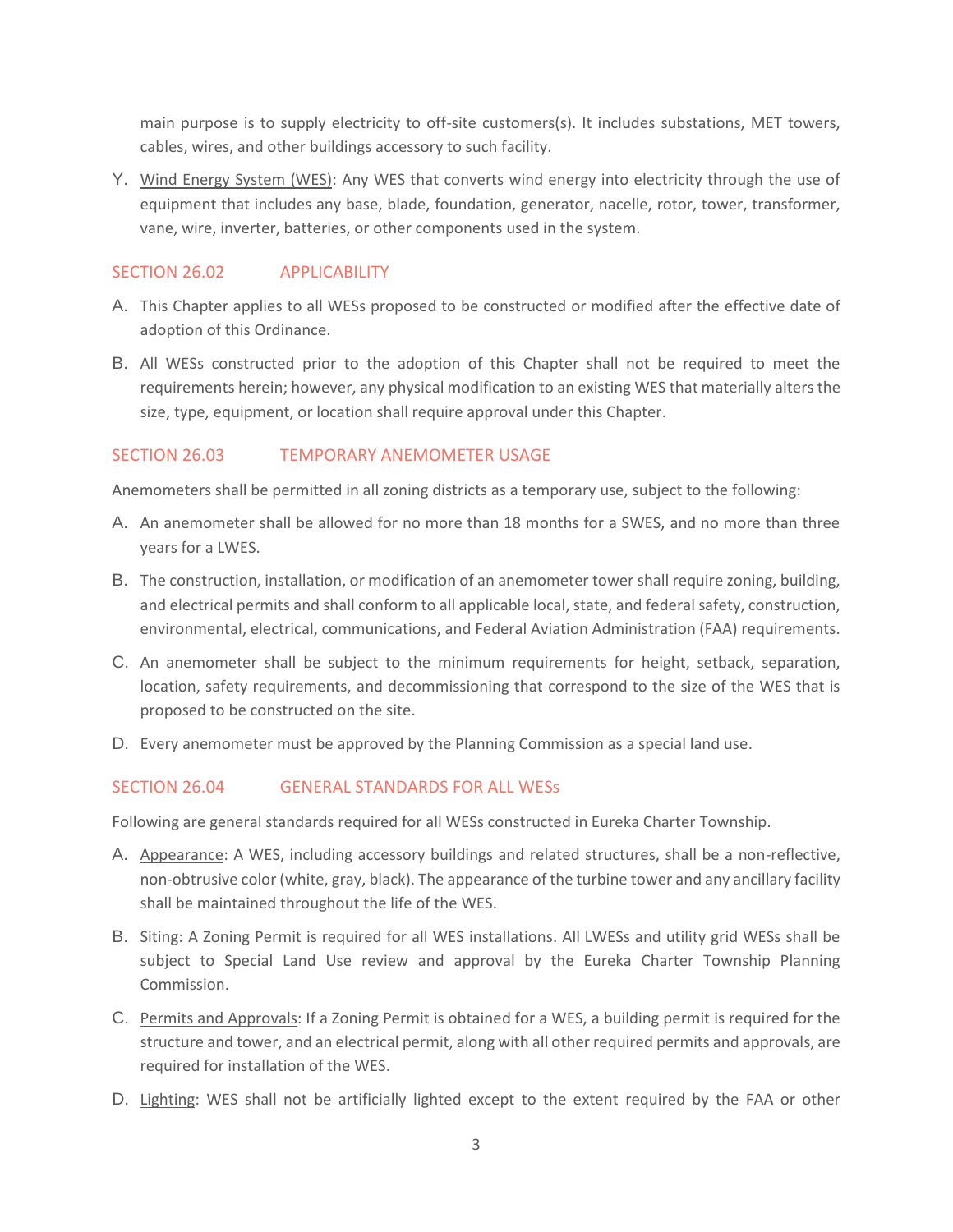main purpose is to supply electricity to off-site customers(s). It includes substations, MET towers, cables, wires, and other buildings accessory to such facility.

Y. Wind Energy System (WES): Any WES that converts wind energy into electricity through the use of equipment that includes any base, blade, foundation, generator, nacelle, rotor, tower, transformer, vane, wire, inverter, batteries, or other components used in the system.

## SECTION 26.02 APPLICABILITY

A. This Chapter applies to all WESs proposed to be constructed or modified after the effective date of adoption of this Ordinance.

B. All WESs constructed prior to the adoption of this Chapter shall not be required to meet the requirements herein; however, any physical modification to an existing WES that materially alters the size, type, equipment, or location shall require approval under this Chapter.

## SECTION 26.03 TEMPORARY ANEMOMETER USAGE

Anemometers shall be permitted in all zoning districts as a temporary use, subject to the following:

A. An anemometer shall be allowed for no more than 18 months for a SWES, and no more than three years for a LWES.

B. The construction, installation, or modification of an anemometer tower shall require zoning, building, and electrical permits and shall conform to all applicable local, state, and federal safety, construction, environmental, electrical, communications, and Federal Aviation Administration (FAA) requirements.

C. An anemometer shall be subject to the minimum requirements for height, setback, separation, location, safety requirements, and decommissioning that correspond to the size of the WES that is proposed to be constructed on the site.

D. Every anemometer must be approved by the Planning Commission as a special land use.

## SECTION 26.04 GENERAL STANDARDS FOR ALL WESs

Following are general standards required for all WESs constructed in Eureka Charter Township.

A. Appearance: A WES, including accessory buildings and related structures, shall be a non-reflective, non-obtrusive color (white, gray, black). The appearance of the turbine tower and any ancillary facility shall be maintained throughout the life of the WES.

B. Siting: A Zoning Permit is required for all WES installations. All LWESs and utility grid WESs shall be subject to Special Land Use review and approval by the Eureka Charter Township Planning Commission.

C. Permits and Approvals: If a Zoning Permit is obtained for a WES, a building permit is required for the structure and tower, and an electrical permit, along with all other required permits and approvals, are required for installation of the WES.

D. Lighting: WES shall not be artificially lighted except to the extent required by the FAA or other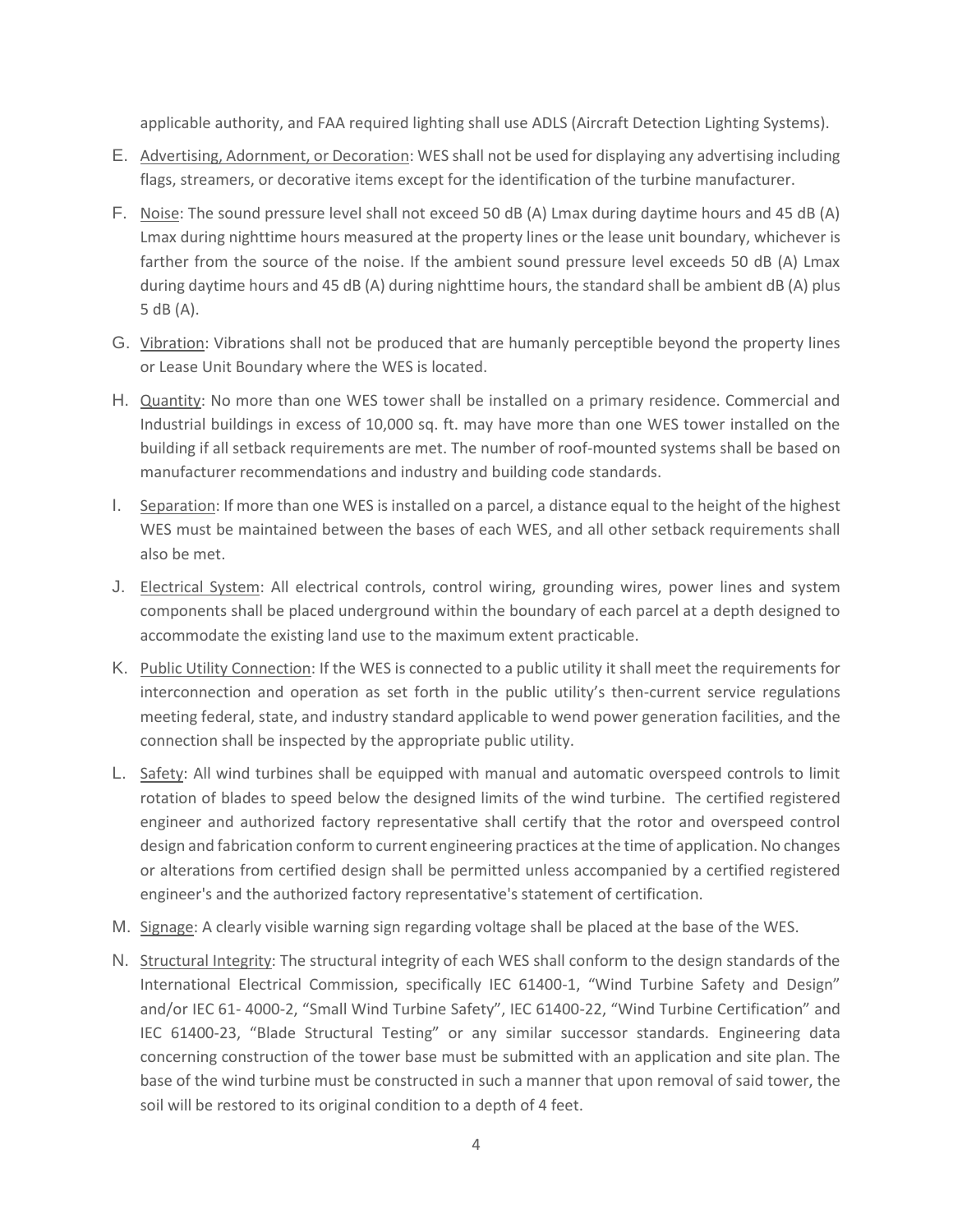applicable authority, and FAA required lighting shall use ADLS (Aircraft Detection Lighting Systems).

E. Advertising, Adornment, or Decoration: WES shall not be used for displaying any advertising including flags, streamers, or decorative items except for the identification of the turbine manufacturer.

F. Noise: The sound pressure level shall not exceed 50 dB (A) Lmax during daytime hours and 45 dB (A) Lmax during nighttime hours measured at the property lines or the lease unit boundary, whichever is farther from the source of the noise. If the ambient sound pressure level exceeds 50 dB (A) Lmax during daytime hours and 45 dB (A) during nighttime hours, the standard shall be ambient dB (A) plus 5 dB (A).

G. Vibration: Vibrations shall not be produced that are humanly perceptible beyond the property lines or Lease Unit Boundary where the WES is located.

H. Quantity: No more than one WES tower shall be installed on a primary residence. Commercial and Industrial buildings in excess of 10,000 sq. ft. may have more than one WES tower installed on the building if all setback requirements are met. The number of roof-mounted systems shall be based on manufacturer recommendations and industry and building code standards.

I. Separation: If more than one WES is installed on a parcel, a distance equal to the height of the highest WES must be maintained between the bases of each WES, and all other setback requirements shall also be met.

J. Electrical System: All electrical controls, control wiring, grounding wires, power lines and system components shall be placed underground within the boundary of each parcel at a depth designed to accommodate the existing land use to the maximum extent practicable.

K. Public Utility Connection: If the WES is connected to a public utility it shall meet the requirements for interconnection and operation as set forth in the public utility's then-current service regulations meeting federal, state, and industry standard applicable to wend power generation facilities, and the connection shall be inspected by the appropriate public utility.

L. Safety: All wind turbines shall be equipped with manual and automatic overspeed controls to limit rotation of blades to speed below the designed limits of the wind turbine. The certified registered engineer and authorized factory representative shall certify that the rotor and overspeed control design and fabrication conform to current engineering practices at the time of application. No changes or alterations from certified design shall be permitted unless accompanied by a certified registered engineer's and the authorized factory representative's statement of certification.

M. Signage: A clearly visible warning sign regarding voltage shall be placed at the base of the WES.

N. Structural Integrity: The structural integrity of each WES shall conform to the design standards of the International Electrical Commission, specifically IEC 61400-1, "Wind Turbine Safety and Design" and/or IEC 61- 4000-2, "Small Wind Turbine Safety", IEC 61400-22, "Wind Turbine Certification" and IEC 61400-23, "Blade Structural Testing" or any similar successor standards. Engineering data concerning construction of the tower base must be submitted with an application and site plan. The base of the wind turbine must be constructed in such a manner that upon removal of said tower, the soil will be restored to its original condition to a depth of 4 feet.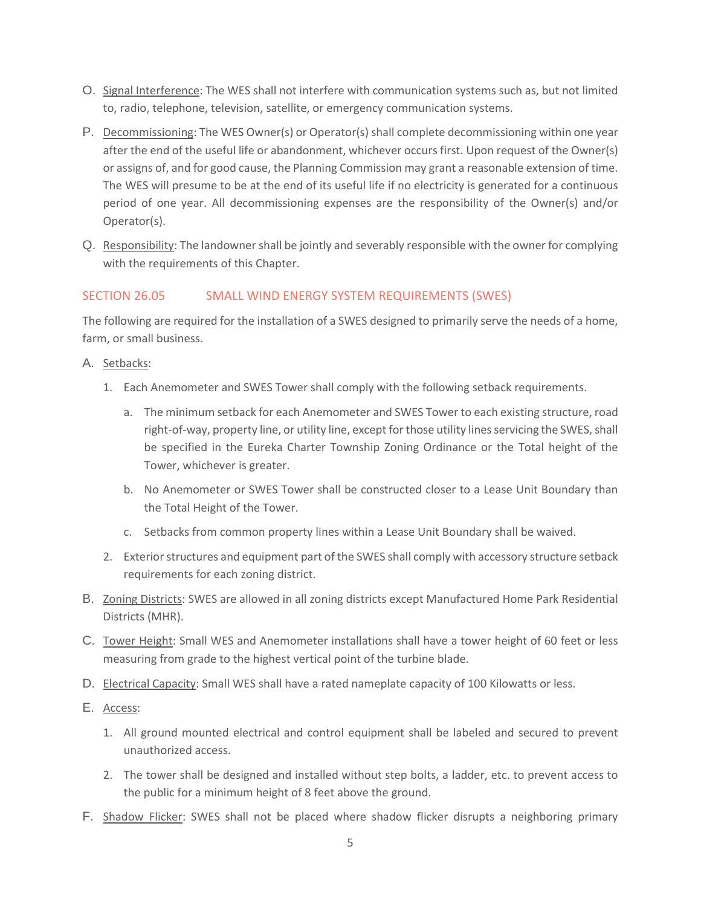O. Signal Interference: The WES shall not interfere with communication systems such as, but not limited to, radio, telephone, television, satellite, or emergency communication systems.

P. Decommissioning: The WES Owner(s) or Operator(s) shall complete decommissioning within one year after the end of the useful life or abandonment, whichever occurs first. Upon request of the Owner(s) or assigns of, and for good cause, the Planning Commission may grant a reasonable extension of time. The WES will presume to be at the end of its useful life if no electricity is generated for a continuous period of one year. All decommissioning expenses are the responsibility of the Owner(s) and/or Operator(s).

Q. Responsibility: The landowner shall be jointly and severably responsible with the owner for complying with the requirements of this Chapter.

## SECTION 26.05 SMALL WIND ENERGY SYSTEM REQUIREMENTS (SWES)

The following are required for the installation of a SWES designed to primarily serve the needs of a home, farm, or small business.

A. Setbacks:

1. Each Anemometer and SWES Tower shall comply with the following setback requirements.

   a. The minimum setback for each Anemometer and SWES Tower to each existing structure, road right-of-way, property line, or utility line, except for those utility lines servicing the SWES, shall be specified in the Eureka Charter Township Zoning Ordinance or the Total height of the Tower, whichever is greater.

   b. No Anemometer or SWES Tower shall be constructed closer to a Lease Unit Boundary than the Total Height of the Tower.

   c. Setbacks from common property lines within a Lease Unit Boundary shall be waived.

2. Exterior structures and equipment part of the SWES shall comply with accessory structure setback requirements for each zoning district.

B. Zoning Districts: SWES are allowed in all zoning districts except Manufactured Home Park Residential Districts (MHR).

C. Tower Height: Small WES and Anemometer installations shall have a tower height of 60 feet or less measuring from grade to the highest vertical point of the turbine blade.

D. Electrical Capacity: Small WES shall have a rated nameplate capacity of 100 Kilowatts or less.

E. Access:

1. All ground mounted electrical and control equipment shall be labeled and secured to prevent unauthorized access.

2. The tower shall be designed and installed without step bolts, a ladder, etc. to prevent access to the public for a minimum height of 8 feet above the ground.

F. Shadow Flicker: SWES shall not be placed where shadow flicker disrupts a neighboring primary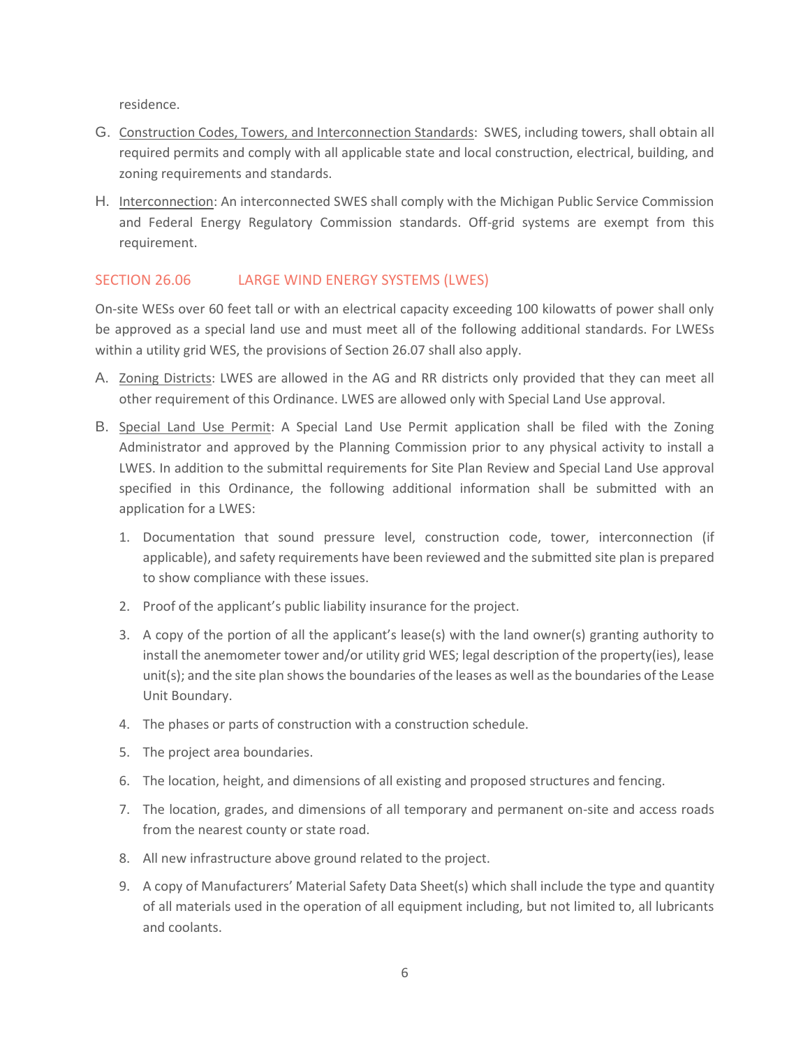residence.

G. Construction Codes, Towers, and Interconnection Standards: SWES, including towers, shall obtain all required permits and comply with all applicable state and local construction, electrical, building, and zoning requirements and standards.

H. Interconnection: An interconnected SWES shall comply with the Michigan Public Service Commission and Federal Energy Regulatory Commission standards. Off-grid systems are exempt from this requirement.

## SECTION 26.06 LARGE WIND ENERGY SYSTEMS (LWES)

On-site WESs over 60 feet tall or with an electrical capacity exceeding 100 kilowatts of power shall only be approved as a special land use and must meet all of the following additional standards. For LWESs within a utility grid WES, the provisions of Section 26.07 shall also apply.

A. Zoning Districts: LWES are allowed in the AG and RR districts only provided that they can meet all other requirement of this Ordinance. LWES are allowed only with Special Land Use approval.

B. Special Land Use Permit: A Special Land Use Permit application shall be filed with the Zoning Administrator and approved by the Planning Commission prior to any physical activity to install a LWES. In addition to the submittal requirements for Site Plan Review and Special Land Use approval specified in this Ordinance, the following additional information shall be submitted with an application for a LWES:

1. Documentation that sound pressure level, construction code, tower, interconnection (if applicable), and safety requirements have been reviewed and the submitted site plan is prepared to show compliance with these issues.
2. Proof of the applicant's public liability insurance for the project.
3. A copy of the portion of all the applicant's lease(s) with the land owner(s) granting authority to install the anemometer tower and/or utility grid WES; legal description of the property(ies), lease unit(s); and the site plan shows the boundaries of the leases as well as the boundaries of the Lease Unit Boundary.
4. The phases or parts of construction with a construction schedule.
5. The project area boundaries.
6. The location, height, and dimensions of all existing and proposed structures and fencing.
7. The location, grades, and dimensions of all temporary and permanent on-site and access roads from the nearest county or state road.
8. All new infrastructure above ground related to the project.
9. A copy of Manufacturers' Material Safety Data Sheet(s) which shall include the type and quantity of all materials used in the operation of all equipment including, but not limited to, all lubricants and coolants.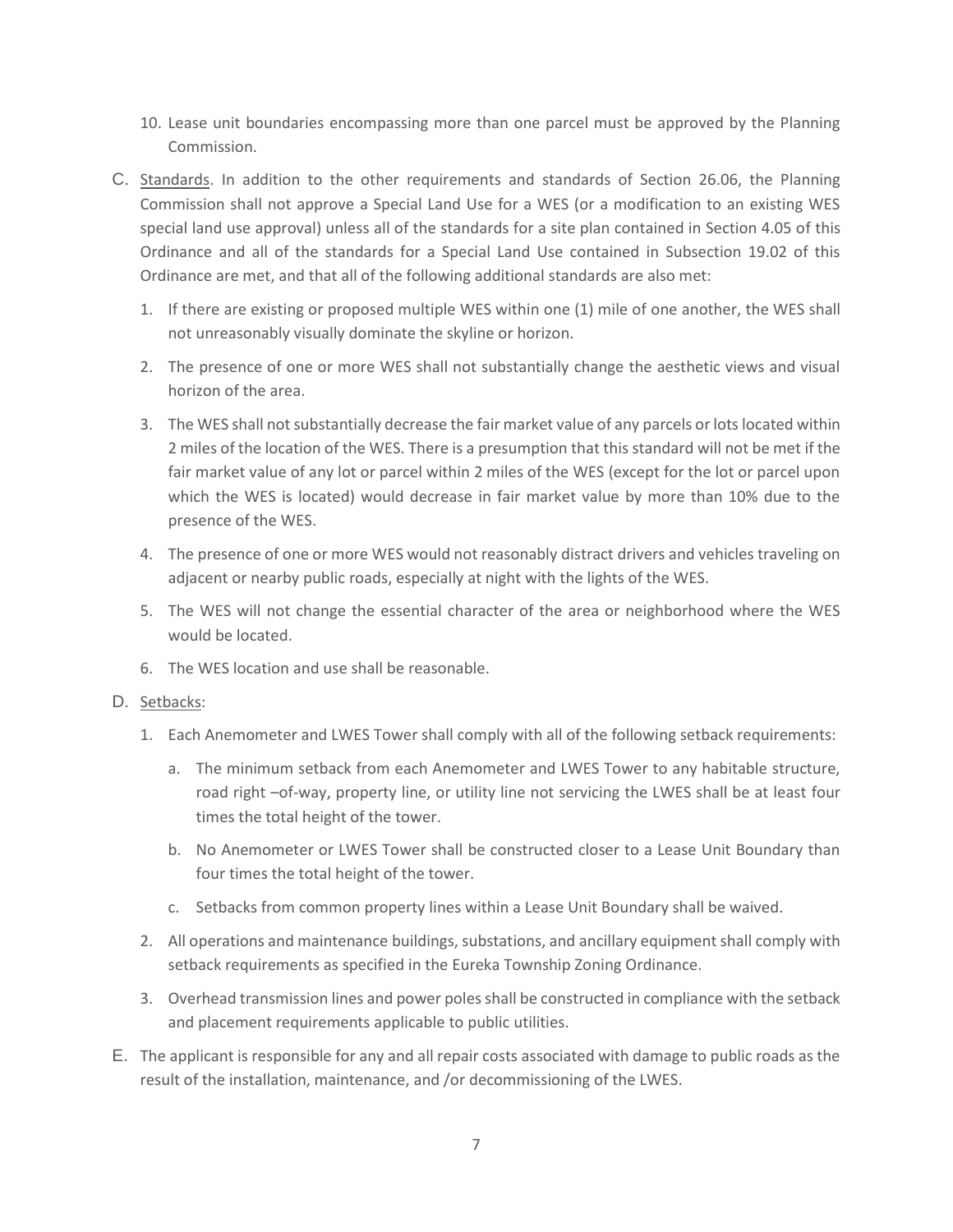10. Lease unit boundaries encompassing more than one parcel must be approved by the Planning Commission.

C. Standards. In addition to the other requirements and standards of Section 26.06, the Planning Commission shall not approve a Special Land Use for a WES (or a modification to an existing WES special land use approval) unless all of the standards for a site plan contained in Section 4.05 of this Ordinance and all of the standards for a Special Land Use contained in Subsection 19.02 of this Ordinance are met, and that all of the following additional standards are also met:

   1. If there are existing or proposed multiple WES within one (1) mile of one another, the WES shall not unreasonably visually dominate the skyline or horizon.
   2. The presence of one or more WES shall not substantially change the aesthetic views and visual horizon of the area.
   3. The WES shall not substantially decrease the fair market value of any parcels or lots located within 2 miles of the location of the WES. There is a presumption that this standard will not be met if the fair market value of any lot or parcel within 2 miles of the WES (except for the lot or parcel upon which the WES is located) would decrease in fair market value by more than 10% due to the presence of the WES.
   4. The presence of one or more WES would not reasonably distract drivers and vehicles traveling on adjacent or nearby public roads, especially at night with the lights of the WES.
   5. The WES will not change the essential character of the area or neighborhood where the WES would be located.
   6. The WES location and use shall be reasonable.

D. Setbacks:

   1. Each Anemometer and LWES Tower shall comply with all of the following setback requirements:
      a. The minimum setback from each Anemometer and LWES Tower to any habitable structure, road right –of-way, property line, or utility line not servicing the LWES shall be at least four times the total height of the tower.
      b. No Anemometer or LWES Tower shall be constructed closer to a Lease Unit Boundary than four times the total height of the tower.
      c. Setbacks from common property lines within a Lease Unit Boundary shall be waived.
   2. All operations and maintenance buildings, substations, and ancillary equipment shall comply with setback requirements as specified in the Eureka Township Zoning Ordinance.
   3. Overhead transmission lines and power poles shall be constructed in compliance with the setback and placement requirements applicable to public utilities.

E. The applicant is responsible for any and all repair costs associated with damage to public roads as the result of the installation, maintenance, and /or decommissioning of the LWES.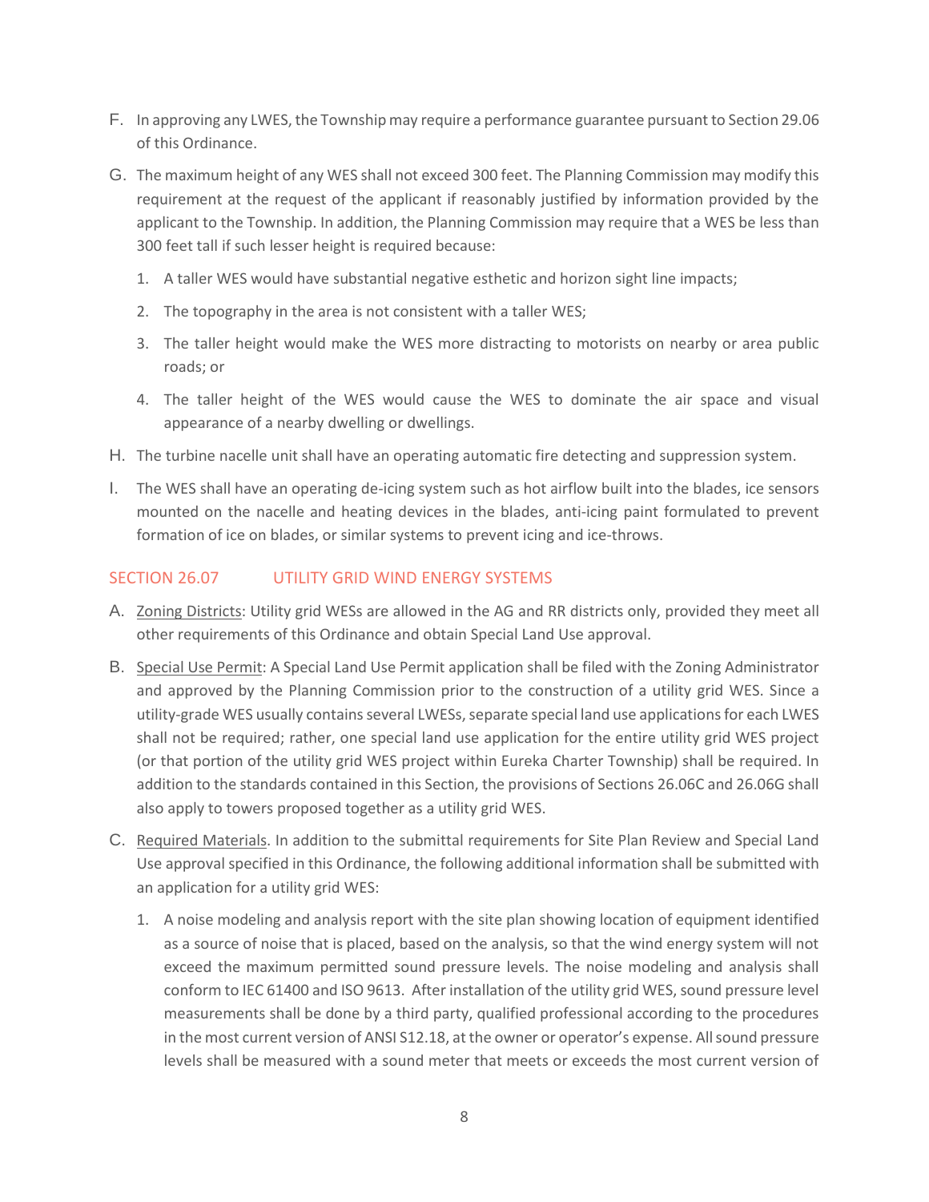F. In approving any LWES, the Township may require a performance guarantee pursuant to Section 29.06 of this Ordinance.

G. The maximum height of any WES shall not exceed 300 feet. The Planning Commission may modify this requirement at the request of the applicant if reasonably justified by information provided by the applicant to the Township. In addition, the Planning Commission may require that a WES be less than 300 feet tall if such lesser height is required because:

   1. A taller WES would have substantial negative esthetic and horizon sight line impacts;

   2. The topography in the area is not consistent with a taller WES;

   3. The taller height would make the WES more distracting to motorists on nearby or area public roads; or

   4. The taller height of the WES would cause the WES to dominate the air space and visual appearance of a nearby dwelling or dwellings.

H. The turbine nacelle unit shall have an operating automatic fire detecting and suppression system.

I. The WES shall have an operating de-icing system such as hot airflow built into the blades, ice sensors mounted on the nacelle and heating devices in the blades, anti-icing paint formulated to prevent formation of ice on blades, or similar systems to prevent icing and ice-throws.

## SECTION 26.07 UTILITY GRID WIND ENERGY SYSTEMS

A. Zoning Districts: Utility grid WESs are allowed in the AG and RR districts only, provided they meet all other requirements of this Ordinance and obtain Special Land Use approval.

B. Special Use Permit: A Special Land Use Permit application shall be filed with the Zoning Administrator and approved by the Planning Commission prior to the construction of a utility grid WES. Since a utility-grade WES usually contains several LWESs, separate special land use applications for each LWES shall not be required; rather, one special land use application for the entire utility grid WES project (or that portion of the utility grid WES project within Eureka Charter Township) shall be required. In addition to the standards contained in this Section, the provisions of Sections 26.06C and 26.06G shall also apply to towers proposed together as a utility grid WES.

C. Required Materials. In addition to the submittal requirements for Site Plan Review and Special Land Use approval specified in this Ordinance, the following additional information shall be submitted with an application for a utility grid WES:

   1. A noise modeling and analysis report with the site plan showing location of equipment identified as a source of noise that is placed, based on the analysis, so that the wind energy system will not exceed the maximum permitted sound pressure levels. The noise modeling and analysis shall conform to IEC 61400 and ISO 9613. After installation of the utility grid WES, sound pressure level measurements shall be done by a third party, qualified professional according to the procedures in the most current version of ANSI S12.18, at the owner or operator's expense. All sound pressure levels shall be measured with a sound meter that meets or exceeds the most current version of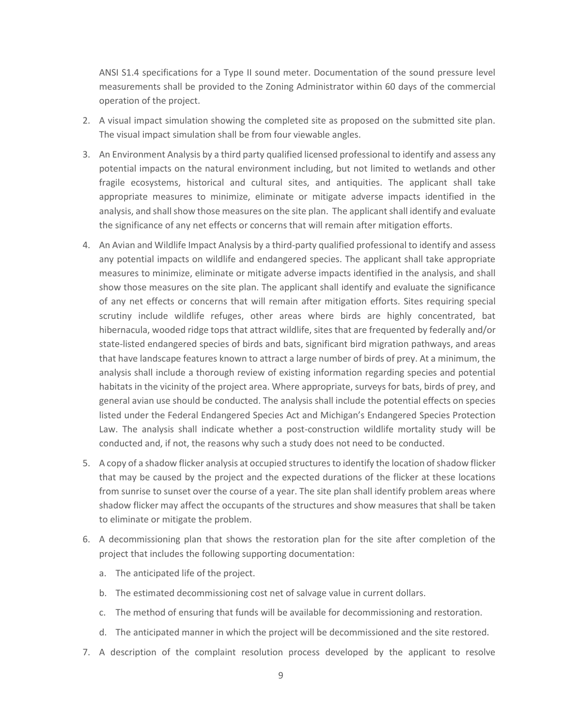ANSI S1.4 specifications for a Type II sound meter. Documentation of the sound pressure level measurements shall be provided to the Zoning Administrator within 60 days of the commercial operation of the project.

2. A visual impact simulation showing the completed site as proposed on the submitted site plan. The visual impact simulation shall be from four viewable angles.

3. An Environment Analysis by a third party qualified licensed professional to identify and assess any potential impacts on the natural environment including, but not limited to wetlands and other fragile ecosystems, historical and cultural sites, and antiquities. The applicant shall take appropriate measures to minimize, eliminate or mitigate adverse impacts identified in the analysis, and shall show those measures on the site plan. The applicant shall identify and evaluate the significance of any net effects or concerns that will remain after mitigation efforts.

4. An Avian and Wildlife Impact Analysis by a third-party qualified professional to identify and assess any potential impacts on wildlife and endangered species. The applicant shall take appropriate measures to minimize, eliminate or mitigate adverse impacts identified in the analysis, and shall show those measures on the site plan. The applicant shall identify and evaluate the significance of any net effects or concerns that will remain after mitigation efforts. Sites requiring special scrutiny include wildlife refuges, other areas where birds are highly concentrated, bat hibernacula, wooded ridge tops that attract wildlife, sites that are frequented by federally and/or state-listed endangered species of birds and bats, significant bird migration pathways, and areas that have landscape features known to attract a large number of birds of prey. At a minimum, the analysis shall include a thorough review of existing information regarding species and potential habitats in the vicinity of the project area. Where appropriate, surveys for bats, birds of prey, and general avian use should be conducted. The analysis shall include the potential effects on species listed under the Federal Endangered Species Act and Michigan's Endangered Species Protection Law. The analysis shall indicate whether a post-construction wildlife mortality study will be conducted and, if not, the reasons why such a study does not need to be conducted.

5. A copy of a shadow flicker analysis at occupied structures to identify the location of shadow flicker that may be caused by the project and the expected durations of the flicker at these locations from sunrise to sunset over the course of a year. The site plan shall identify problem areas where shadow flicker may affect the occupants of the structures and show measures that shall be taken to eliminate or mitigate the problem.

6. A decommissioning plan that shows the restoration plan for the site after completion of the project that includes the following supporting documentation:

   a. The anticipated life of the project.

   b. The estimated decommissioning cost net of salvage value in current dollars.

   c. The method of ensuring that funds will be available for decommissioning and restoration.

   d. The anticipated manner in which the project will be decommissioned and the site restored.

7. A description of the complaint resolution process developed by the applicant to resolve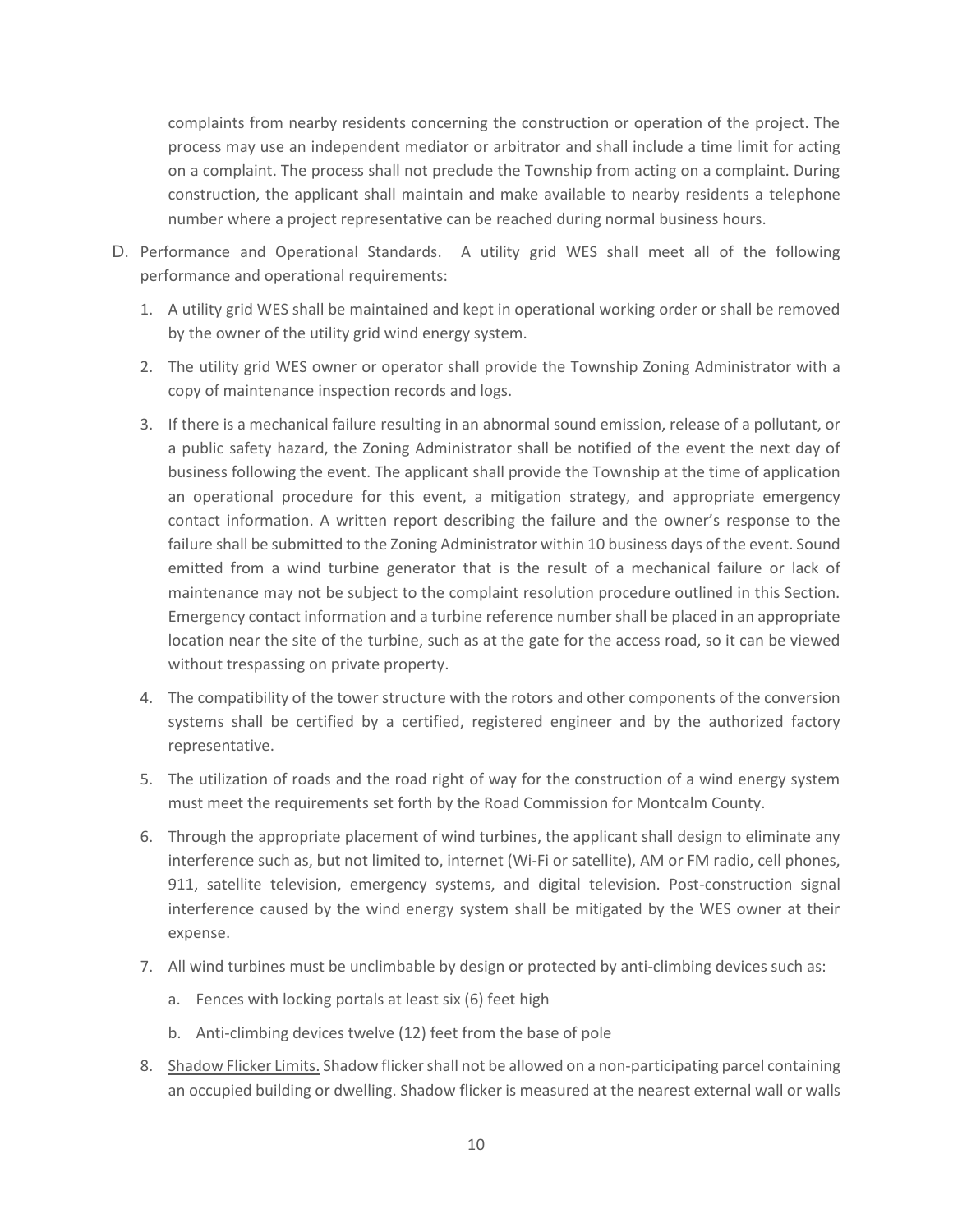complaints from nearby residents concerning the construction or operation of the project. The process may use an independent mediator or arbitrator and shall include a time limit for acting on a complaint. The process shall not preclude the Township from acting on a complaint. During construction, the applicant shall maintain and make available to nearby residents a telephone number where a project representative can be reached during normal business hours.

D. Performance and Operational Standards. A utility grid WES shall meet all of the following performance and operational requirements:

1. A utility grid WES shall be maintained and kept in operational working order or shall be removed by the owner of the utility grid wind energy system.
2. The utility grid WES owner or operator shall provide the Township Zoning Administrator with a copy of maintenance inspection records and logs.
3. If there is a mechanical failure resulting in an abnormal sound emission, release of a pollutant, or a public safety hazard, the Zoning Administrator shall be notified of the event the next day of business following the event. The applicant shall provide the Township at the time of application an operational procedure for this event, a mitigation strategy, and appropriate emergency contact information. A written report describing the failure and the owner's response to the failure shall be submitted to the Zoning Administrator within 10 business days of the event. Sound emitted from a wind turbine generator that is the result of a mechanical failure or lack of maintenance may not be subject to the complaint resolution procedure outlined in this Section. Emergency contact information and a turbine reference number shall be placed in an appropriate location near the site of the turbine, such as at the gate for the access road, so it can be viewed without trespassing on private property.
4. The compatibility of the tower structure with the rotors and other components of the conversion systems shall be certified by a certified, registered engineer and by the authorized factory representative.
5. The utilization of roads and the road right of way for the construction of a wind energy system must meet the requirements set forth by the Road Commission for Montcalm County.
6. Through the appropriate placement of wind turbines, the applicant shall design to eliminate any interference such as, but not limited to, internet (Wi-Fi or satellite), AM or FM radio, cell phones, 911, satellite television, emergency systems, and digital television. Post-construction signal interference caused by the wind energy system shall be mitigated by the WES owner at their expense.
7. All wind turbines must be unclimbable by design or protected by anti-climbing devices such as:
   a. Fences with locking portals at least six (6) feet high
   b. Anti-climbing devices twelve (12) feet from the base of pole
8. Shadow Flicker Limits. Shadow flicker shall not be allowed on a non-participating parcel containing an occupied building or dwelling. Shadow flicker is measured at the nearest external wall or walls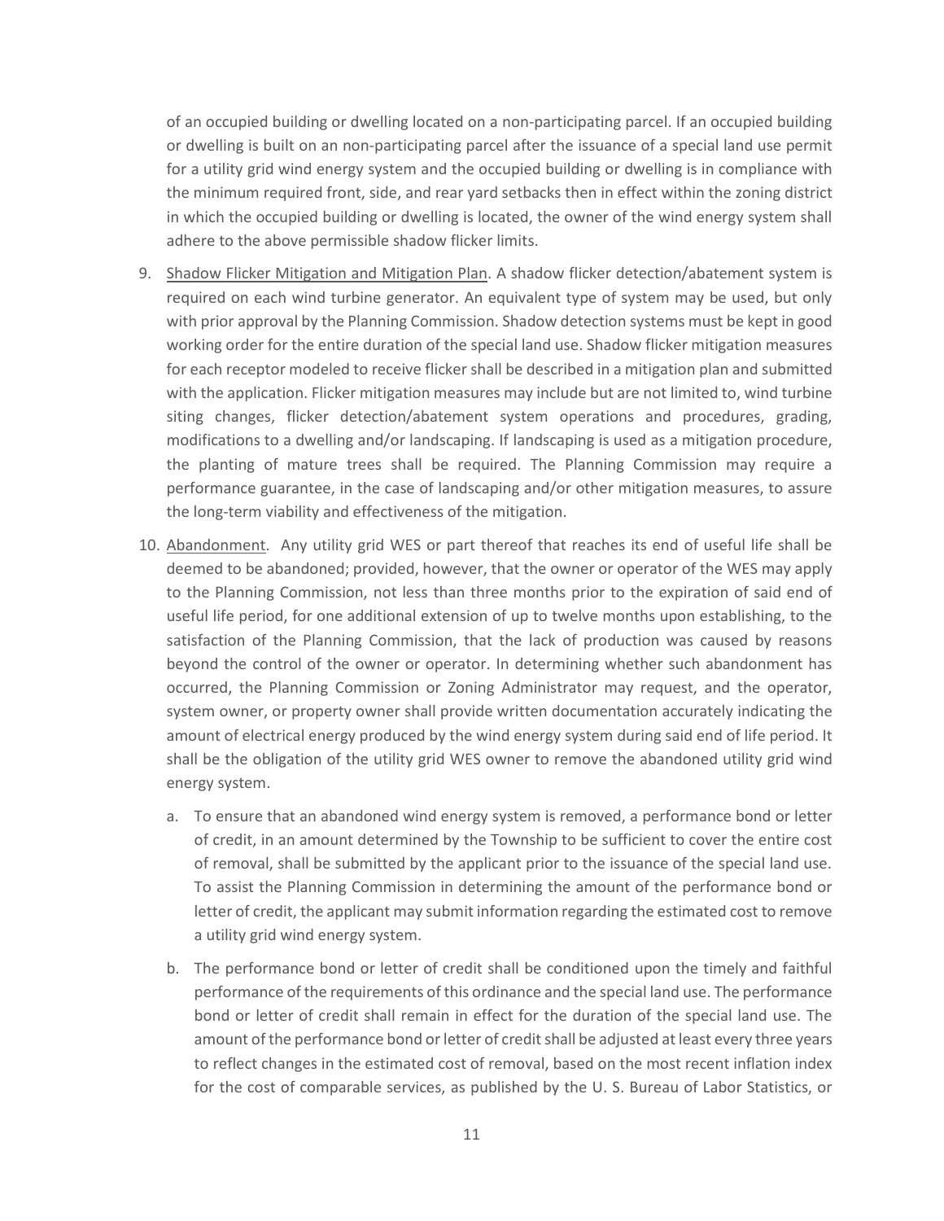of an occupied building or dwelling located on a non-participating parcel. If an occupied building or dwelling is built on an non-participating parcel after the issuance of a special land use permit for a utility grid wind energy system and the occupied building or dwelling is in compliance with the minimum required front, side, and rear yard setbacks then in effect within the zoning district in which the occupied building or dwelling is located, the owner of the wind energy system shall adhere to the above permissible shadow flicker limits.

9. Shadow Flicker Mitigation and Mitigation Plan. A shadow flicker detection/abatement system is required on each wind turbine generator. An equivalent type of system may be used, but only with prior approval by the Planning Commission. Shadow detection systems must be kept in good working order for the entire duration of the special land use. Shadow flicker mitigation measures for each receptor modeled to receive flicker shall be described in a mitigation plan and submitted with the application. Flicker mitigation measures may include but are not limited to, wind turbine siting changes, flicker detection/abatement system operations and procedures, grading, modifications to a dwelling and/or landscaping. If landscaping is used as a mitigation procedure, the planting of mature trees shall be required. The Planning Commission may require a performance guarantee, in the case of landscaping and/or other mitigation measures, to assure the long-term viability and effectiveness of the mitigation.

10. Abandonment. Any utility grid WES or part thereof that reaches its end of useful life shall be deemed to be abandoned; provided, however, that the owner or operator of the WES may apply to the Planning Commission, not less than three months prior to the expiration of said end of useful life period, for one additional extension of up to twelve months upon establishing, to the satisfaction of the Planning Commission, that the lack of production was caused by reasons beyond the control of the owner or operator. In determining whether such abandonment has occurred, the Planning Commission or Zoning Administrator may request, and the operator, system owner, or property owner shall provide written documentation accurately indicating the amount of electrical energy produced by the wind energy system during said end of life period. It shall be the obligation of the utility grid WES owner to remove the abandoned utility grid wind energy system.

    a. To ensure that an abandoned wind energy system is removed, a performance bond or letter of credit, in an amount determined by the Township to be sufficient to cover the entire cost of removal, shall be submitted by the applicant prior to the issuance of the special land use. To assist the Planning Commission in determining the amount of the performance bond or letter of credit, the applicant may submit information regarding the estimated cost to remove a utility grid wind energy system.

    b. The performance bond or letter of credit shall be conditioned upon the timely and faithful performance of the requirements of this ordinance and the special land use. The performance bond or letter of credit shall remain in effect for the duration of the special land use. The amount of the performance bond or letter of credit shall be adjusted at least every three years to reflect changes in the estimated cost of removal, based on the most recent inflation index for the cost of comparable services, as published by the U. S. Bureau of Labor Statistics, or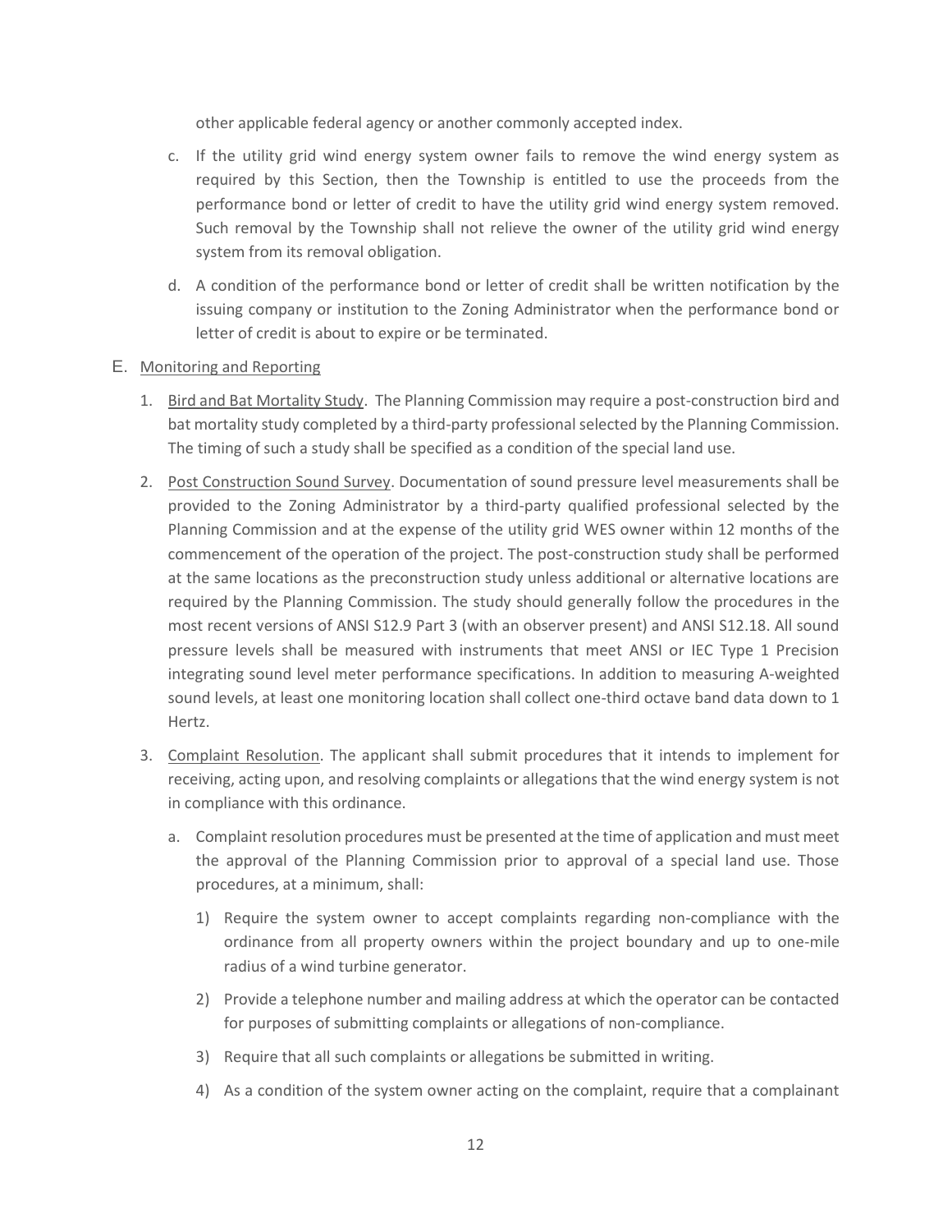other applicable federal agency or another commonly accepted index.

c. If the utility grid wind energy system owner fails to remove the wind energy system as required by this Section, then the Township is entitled to use the proceeds from the performance bond or letter of credit to have the utility grid wind energy system removed. Such removal by the Township shall not relieve the owner of the utility grid wind energy system from its removal obligation.

d. A condition of the performance bond or letter of credit shall be written notification by the issuing company or institution to the Zoning Administrator when the performance bond or letter of credit is about to expire or be terminated.

E. Monitoring and Reporting

1. Bird and Bat Mortality Study. The Planning Commission may require a post-construction bird and bat mortality study completed by a third-party professional selected by the Planning Commission. The timing of such a study shall be specified as a condition of the special land use.

2. Post Construction Sound Survey. Documentation of sound pressure level measurements shall be provided to the Zoning Administrator by a third-party qualified professional selected by the Planning Commission and at the expense of the utility grid WES owner within 12 months of the commencement of the operation of the project. The post-construction study shall be performed at the same locations as the preconstruction study unless additional or alternative locations are required by the Planning Commission. The study should generally follow the procedures in the most recent versions of ANSI S12.9 Part 3 (with an observer present) and ANSI S12.18. All sound pressure levels shall be measured with instruments that meet ANSI or IEC Type 1 Precision integrating sound level meter performance specifications. In addition to measuring A-weighted sound levels, at least one monitoring location shall collect one-third octave band data down to 1 Hertz.

3. Complaint Resolution. The applicant shall submit procedures that it intends to implement for receiving, acting upon, and resolving complaints or allegations that the wind energy system is not in compliance with this ordinance.

   a. Complaint resolution procedures must be presented at the time of application and must meet the approval of the Planning Commission prior to approval of a special land use. Those procedures, at a minimum, shall:

      1) Require the system owner to accept complaints regarding non-compliance with the ordinance from all property owners within the project boundary and up to one-mile radius of a wind turbine generator.

      2) Provide a telephone number and mailing address at which the operator can be contacted for purposes of submitting complaints or allegations of non-compliance.

      3) Require that all such complaints or allegations be submitted in writing.

      4) As a condition of the system owner acting on the complaint, require that a complainant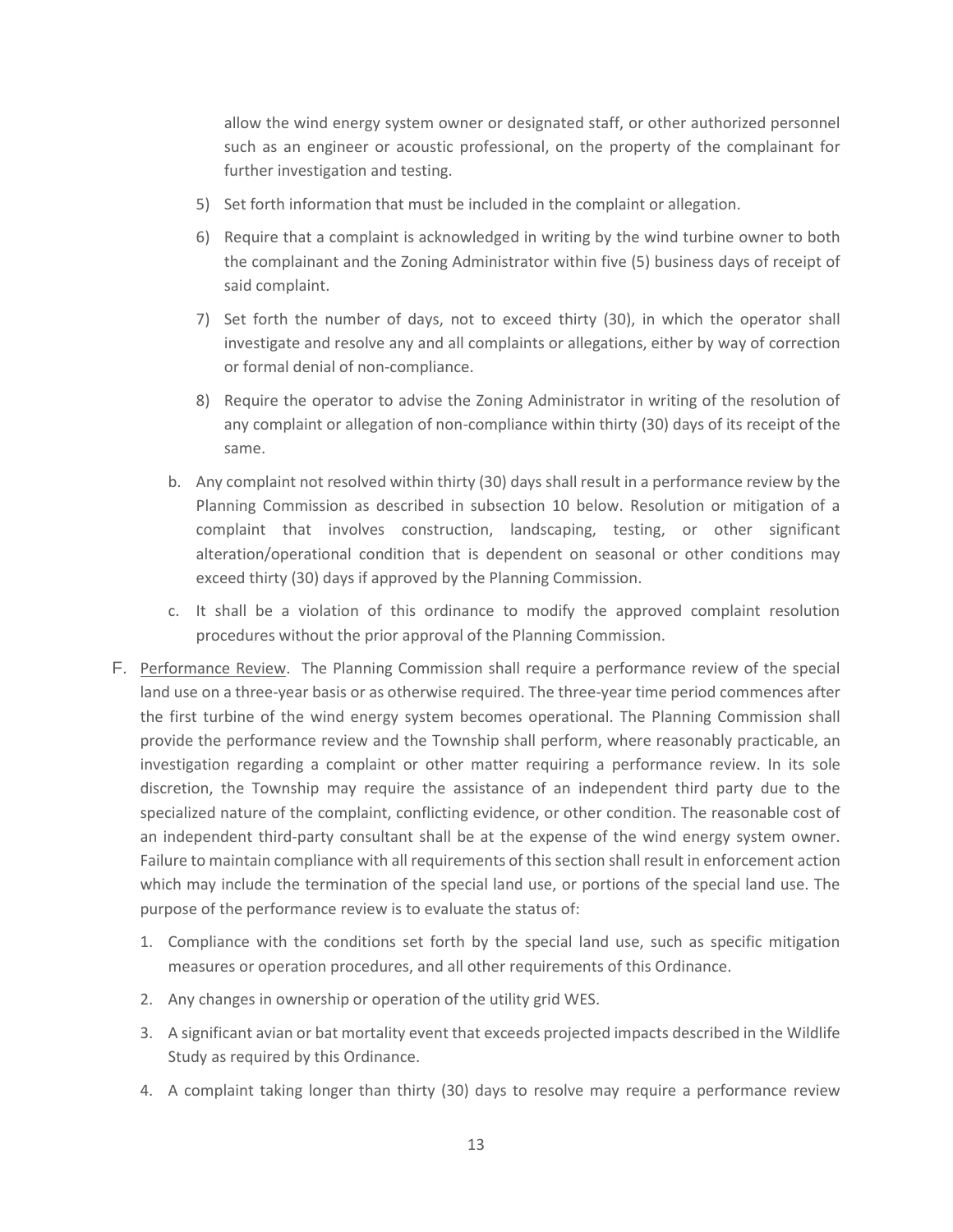allow the wind energy system owner or designated staff, or other authorized personnel such as an engineer or acoustic professional, on the property of the complainant for further investigation and testing.

5) Set forth information that must be included in the complaint or allegation.

6) Require that a complaint is acknowledged in writing by the wind turbine owner to both the complainant and the Zoning Administrator within five (5) business days of receipt of said complaint.

7) Set forth the number of days, not to exceed thirty (30), in which the operator shall investigate and resolve any and all complaints or allegations, either by way of correction or formal denial of non-compliance.

8) Require the operator to advise the Zoning Administrator in writing of the resolution of any complaint or allegation of non-compliance within thirty (30) days of its receipt of the same.

b. Any complaint not resolved within thirty (30) days shall result in a performance review by the Planning Commission as described in subsection 10 below. Resolution or mitigation of a complaint that involves construction, landscaping, testing, or other significant alteration/operational condition that is dependent on seasonal or other conditions may exceed thirty (30) days if approved by the Planning Commission.

c. It shall be a violation of this ordinance to modify the approved complaint resolution procedures without the prior approval of the Planning Commission.

F. Performance Review. The Planning Commission shall require a performance review of the special land use on a three-year basis or as otherwise required. The three-year time period commences after the first turbine of the wind energy system becomes operational. The Planning Commission shall provide the performance review and the Township shall perform, where reasonably practicable, an investigation regarding a complaint or other matter requiring a performance review. In its sole discretion, the Township may require the assistance of an independent third party due to the specialized nature of the complaint, conflicting evidence, or other condition. The reasonable cost of an independent third-party consultant shall be at the expense of the wind energy system owner. Failure to maintain compliance with all requirements of this section shall result in enforcement action which may include the termination of the special land use, or portions of the special land use. The purpose of the performance review is to evaluate the status of:

1. Compliance with the conditions set forth by the special land use, such as specific mitigation measures or operation procedures, and all other requirements of this Ordinance.
2. Any changes in ownership or operation of the utility grid WES.
3. A significant avian or bat mortality event that exceeds projected impacts described in the Wildlife Study as required by this Ordinance.
4. A complaint taking longer than thirty (30) days to resolve may require a performance review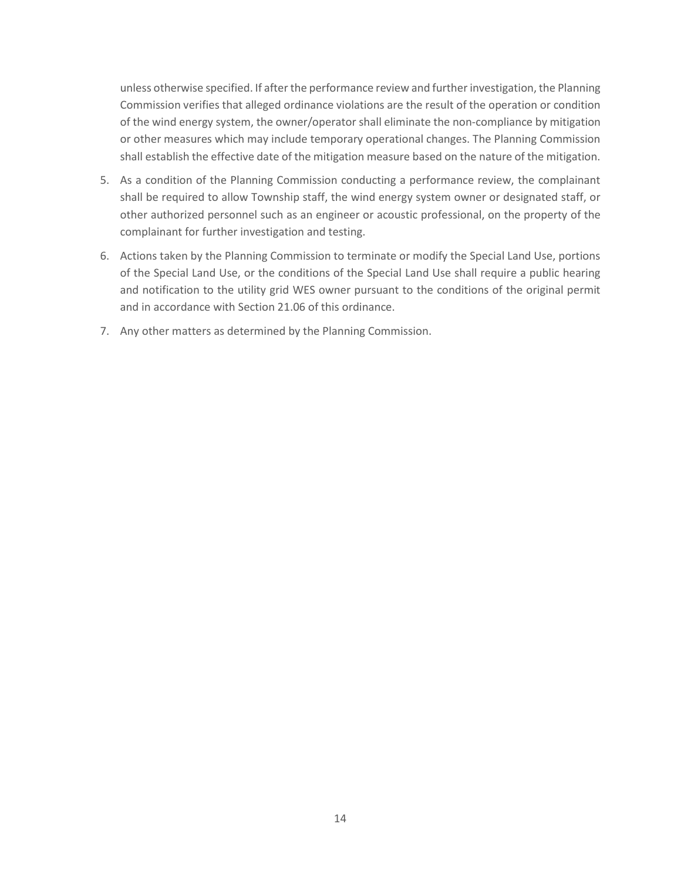unless otherwise specified. If after the performance review and further investigation, the Planning Commission verifies that alleged ordinance violations are the result of the operation or condition of the wind energy system, the owner/operator shall eliminate the non-compliance by mitigation or other measures which may include temporary operational changes. The Planning Commission shall establish the effective date of the mitigation measure based on the nature of the mitigation.

5. As a condition of the Planning Commission conducting a performance review, the complainant shall be required to allow Township staff, the wind energy system owner or designated staff, or other authorized personnel such as an engineer or acoustic professional, on the property of the complainant for further investigation and testing.
6. Actions taken by the Planning Commission to terminate or modify the Special Land Use, portions of the Special Land Use, or the conditions of the Special Land Use shall require a public hearing and notification to the utility grid WES owner pursuant to the conditions of the original permit and in accordance with Section 21.06 of this ordinance.
7. Any other matters as determined by the Planning Commission.